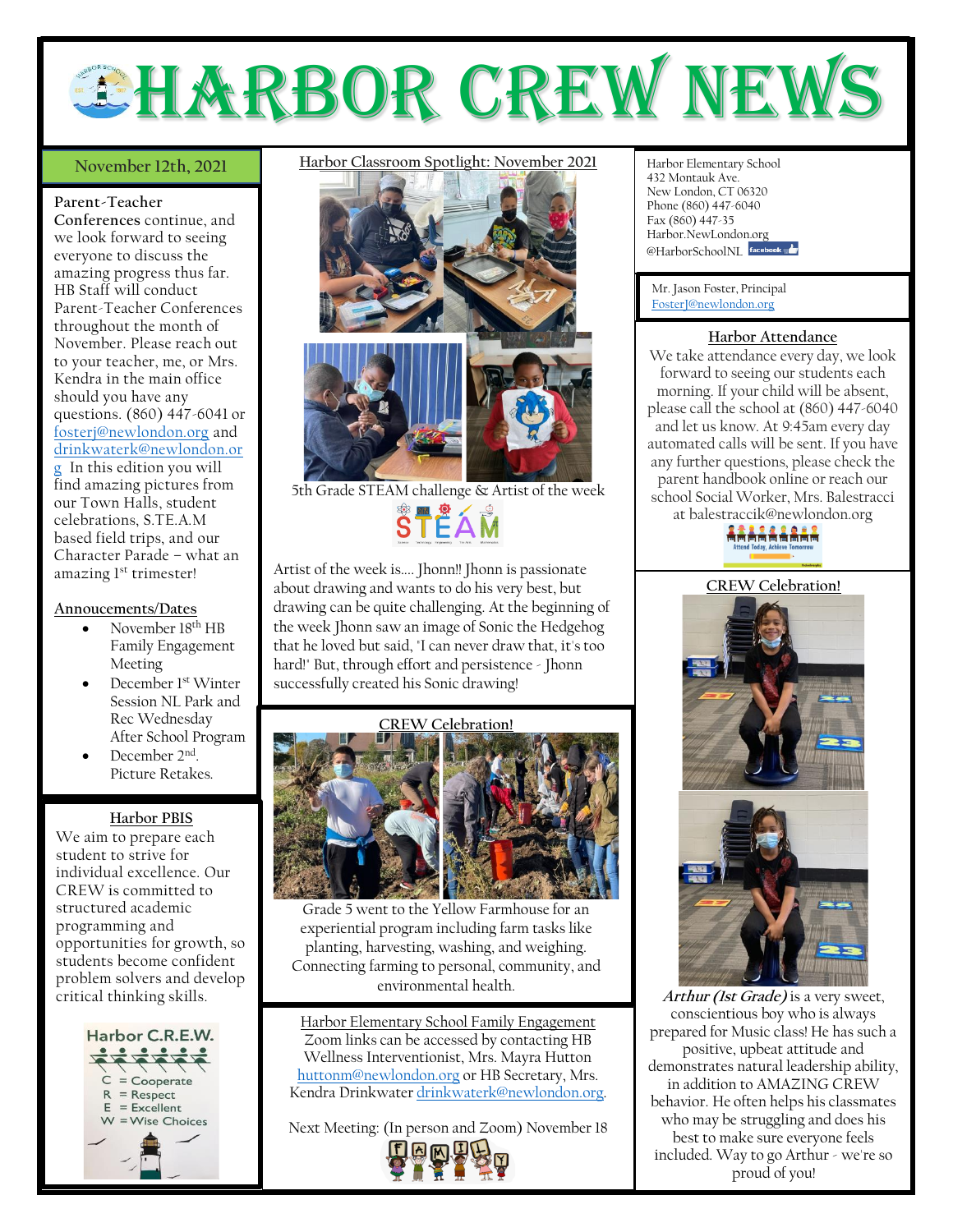# HARBOR CREW NEWS

**November 12th, 2021**

**Parent-Teacher Conferences** continue, and we look forward to seeing everyone to discuss the amazing progress thus far. HB Staff will conduct Parent-Teacher Conferences throughout the month of November. Please reach out to your teacher, me, or Mrs. Kendra in the main office should you have any questions. (860) 447-6041 or fosterj@newlondon.org and drinkwaterk@newlondon.org In this edition you will find amazing pictures from our Town Halls, student celebrations, S.TE.A.M based field trips, and our Character Parade – what an amazing 1st trimester!

## Annoucements/Dates

- November 18th HB Family Engagement Meeting
- December 1st Winter Session NL Park and Rec Wednesday After School Program
- December 2nd. Picture Retakes.

## Harbor PBIS

We aim to prepare each student to strive for individual excellence. Our CREW is committed to structured academic programming and opportunities for growth, so students become confident problem solvers and develop critical thinking skills.

Harbor C.R.E.W.
C = Cooperate
R = Respect
E = Excellent
W = Wise Choices

## Harbor Classroom Spotlight: November 2021

5th Grade STEAM challenge & Artist of the week

Artist of the week is.... Jhonn!! Jhonn is passionate about drawing and wants to do his very best, but drawing can be quite challenging. At the beginning of the week Jhonn saw an image of Sonic the Hedgehog that he loved but said, 'I can never draw that, it's too hard!' But, through effort and persistence - Jhonn successfully created his Sonic drawing!

## CREW Celebration!

Grade 5 went to the Yellow Farmhouse for an experiential program including farm tasks like planting, harvesting, washing, and weighing. Connecting farming to personal, community, and environmental health.

## Harbor Elementary School Family Engagement

Zoom links can be accessed by contacting HB Wellness Interventionist, Mrs. Mayra Hutton huttonm@newlondon.org or HB Secretary, Mrs. Kendra Drinkwater drinkwaterk@newlondon.org.

Next Meeting: (In person and Zoom) November 18

Harbor Elementary School
432 Montauk Ave.
New London, CT 06320
Phone (860) 447-6040
Fax (860) 447-35
Harbor.NewLondon.org
@HarborSchoolNL

Mr. Jason Foster, Principal
FosterJ@newlondon.org

## Harbor Attendance

We take attendance every day, we look forward to seeing our students each morning. If your child will be absent, please call the school at (860) 447-6040 and let us know. At 9:45am every day automated calls will be sent. If you have any further questions, please check the parent handbook online or reach our school Social Worker, Mrs. Balestracci at balestraccik@newlondon.org

Attend Today, Achieve Tomorrow

## CREW Celebration!

***Arthur (1st Grade)*** is a very sweet, conscientious boy who is always prepared for Music class! He has such a positive, upbeat attitude and demonstrates natural leadership ability, in addition to AMAZING CREW behavior. He often helps his classmates who may be struggling and does his best to make sure everyone feels included. Way to go Arthur - we're so proud of you!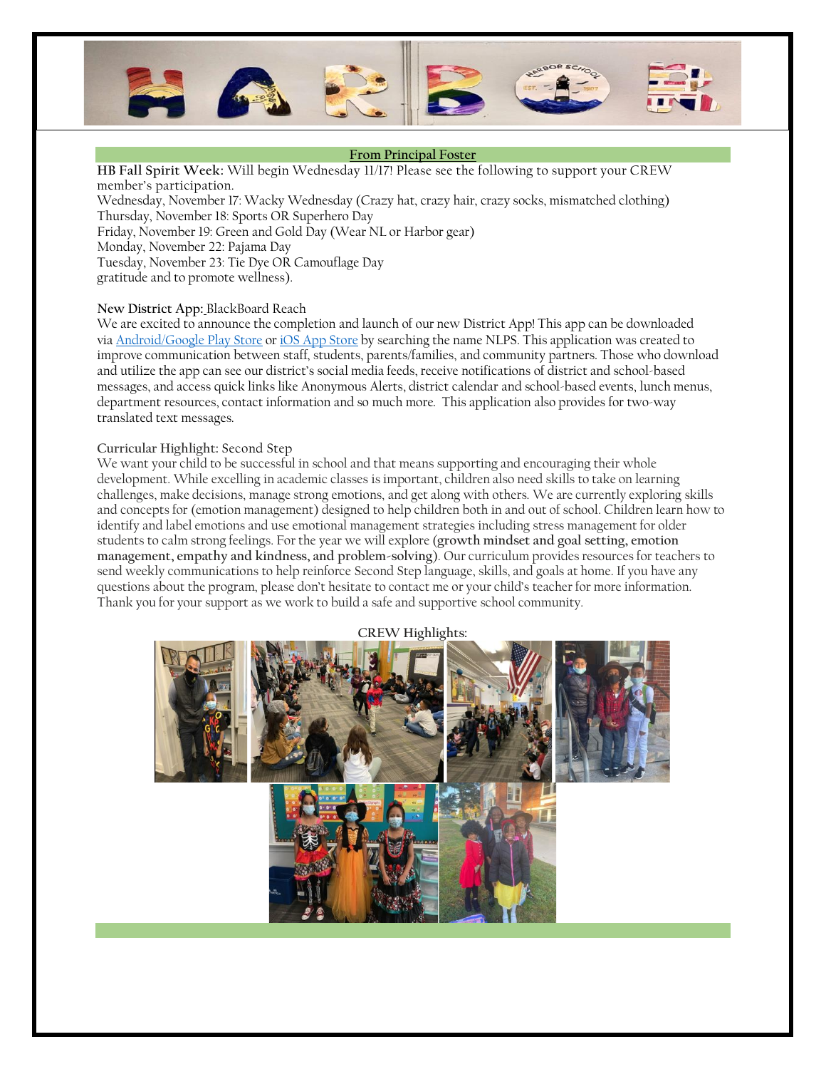## From Principal Foster

**HB Fall Spirit Week:** Will begin Wednesday 11/17! Please see the following to support your CREW member's participation.
Wednesday, November 17: Wacky Wednesday (Crazy hat, crazy hair, crazy socks, mismatched clothing)
Thursday, November 18: Sports OR Superhero Day
Friday, November 19: Green and Gold Day (Wear NL or Harbor gear)
Monday, November 22: Pajama Day
Tuesday, November 23: Tie Dye OR Camouflage Day
gratitude and to promote wellness).

**New District App:** BlackBoard Reach
We are excited to announce the completion and launch of our new District App! This app can be downloaded via [Android/Google Play Store] or [iOS App Store] by searching the name NLPS. This application was created to improve communication between staff, students, parents/families, and community partners. Those who download and utilize the app can see our district's social media feeds, receive notifications of district and school-based messages, and access quick links like Anonymous Alerts, district calendar and school-based events, lunch menus, department resources, contact information and so much more. This application also provides for two-way translated text messages.

Curricular Highlight: Second Step
We want your child to be successful in school and that means supporting and encouraging their whole development. While excelling in academic classes is important, children also need skills to take on learning challenges, make decisions, manage strong emotions, and get along with others. We are currently exploring skills and concepts for (emotion management) designed to help children both in and out of school. Children learn how to identify and label emotions and use emotional management strategies including stress management for older students to calm strong feelings. For the year we will explore (**growth mindset and goal setting, emotion management, empathy and kindness, and problem-solving**). Our curriculum provides resources for teachers to send weekly communications to help reinforce Second Step language, skills, and goals at home. If you have any questions about the program, please don't hesitate to contact me or your child's teacher for more information. Thank you for your support as we work to build a safe and supportive school community.

CREW Highlights: